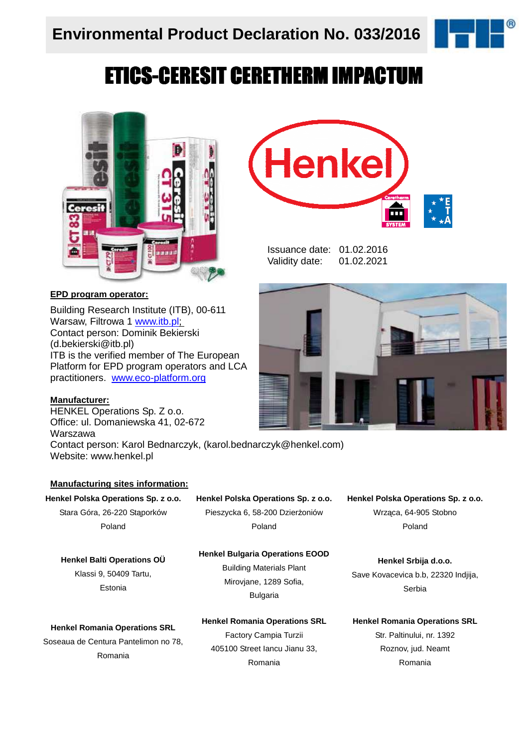# Environmental Product Declaration No. 033/2016

# ETICS-CERESIT CERETHERM IMPACTUM

Issuance date: 01.02.2016
Validity date: 01.02.2021

**EPD program operator:**

Building Research Institute (ITB), 00-611 Warsaw, Filtrowa 1 www.itb.pl;
Contact person: Dominik Bekierski (d.bekierski@itb.pl)
ITB is the verified member of The European Platform for EPD program operators and LCA practitioners. www.eco-platform.org

**Manufacturer:**

HENKEL Operations Sp. Z o.o.
Office: ul. Domaniewska 41, 02-672 Warszawa
Contact person: Karol Bednarczyk, (karol.bednarczyk@henkel.com)
Website: www.henkel.pl

**Manufacturing sites information:**

**Henkel Polska Operations Sp. z o.o.**
Stara Góra, 26-220 Stąporków
Poland

**Henkel Polska Operations Sp. z o.o.**
Pieszycka 6, 58-200 Dzierżoniów
Poland

**Henkel Polska Operations Sp. z o.o.**
Wrząca, 64-905 Stobno
Poland

**Henkel Balti Operations OÜ**
Klassi 9, 50409 Tartu,
Estonia

**Henkel Bulgaria Operations EOOD**
Building Materials Plant
Mirovjane, 1289 Sofia,
Bulgaria

**Henkel Srbija d.o.o.**
Save Kovacevica b.b, 22320 Indjija,
Serbia

**Henkel Romania Operations SRL**
Soseaua de Centura Pantelimon no 78,
Romania

**Henkel Romania Operations SRL**
Factory Campia Turzii
405100 Street Iancu Jianu 33,
Romania

**Henkel Romania Operations SRL**
Str. Paltinului, nr. 1392
Roznov, jud. Neamt
Romania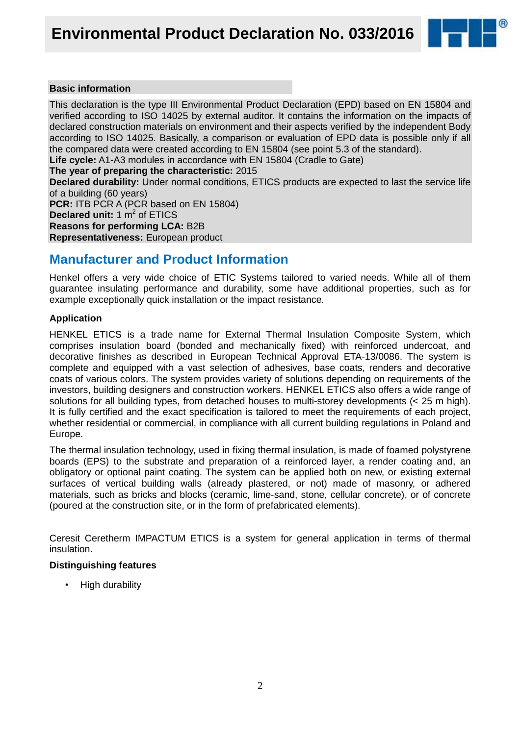## Basic information

This declaration is the type III Environmental Product Declaration (EPD) based on EN 15804 and verified according to ISO 14025 by external auditor. It contains the information on the impacts of declared construction materials on environment and their aspects verified by the independent Body according to ISO 14025. Basically, a comparison or evaluation of EPD data is possible only if all the compared data were created according to EN 15804 (see point 5.3 of the standard).

**Life cycle:** A1-A3 modules in accordance with EN 15804 (Cradle to Gate)

**The year of preparing the characteristic:** 2015

**Declared durability:** Under normal conditions, ETICS products are expected to last the service life of a building (60 years)

**PCR:** ITB PCR A (PCR based on EN 15804)

**Declared unit:** 1 $m^2$ of ETICS

**Reasons for performing LCA:** B2B

**Representativeness:** European product

## Manufacturer and Product Information

Henkel offers a very wide choice of ETIC Systems tailored to varied needs. While all of them guarantee insulating performance and durability, some have additional properties, such as for example exceptionally quick installation or the impact resistance.

### Application

HENKEL ETICS is a trade name for External Thermal Insulation Composite System, which comprises insulation board (bonded and mechanically fixed) with reinforced undercoat, and decorative finishes as described in European Technical Approval ETA-13/0086. The system is complete and equipped with a vast selection of adhesives, base coats, renders and decorative coats of various colors. The system provides variety of solutions depending on requirements of the investors, building designers and construction workers. HENKEL ETICS also offers a wide range of solutions for all building types, from detached houses to multi-storey developments (< 25 m high). It is fully certified and the exact specification is tailored to meet the requirements of each project, whether residential or commercial, in compliance with all current building regulations in Poland and Europe.

The thermal insulation technology, used in fixing thermal insulation, is made of foamed polystyrene boards (EPS) to the substrate and preparation of a reinforced layer, a render coating and, an obligatory or optional paint coating. The system can be applied both on new, or existing external surfaces of vertical building walls (already plastered, or not) made of masonry, or adhered materials, such as bricks and blocks (ceramic, lime-sand, stone, cellular concrete), or of concrete (poured at the construction site, or in the form of prefabricated elements).

Ceresit Ceretherm IMPACTUM ETICS is a system for general application in terms of thermal insulation.

### Distinguishing features

- High durability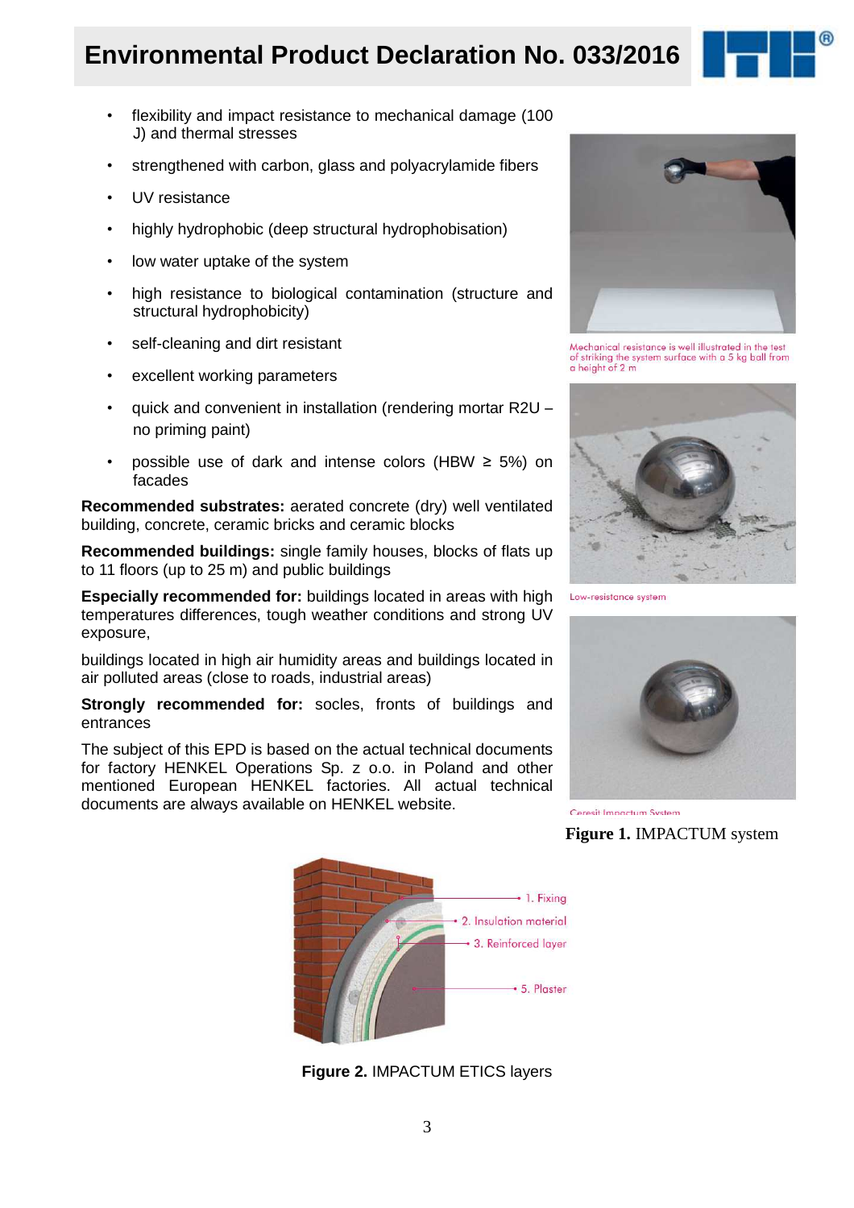- flexibility and impact resistance to mechanical damage (100 J) and thermal stresses
- strengthened with carbon, glass and polyacrylamide fibers
- UV resistance
- highly hydrophobic (deep structural hydrophobisation)
- low water uptake of the system
- high resistance to biological contamination (structure and structural hydrophobicity)
- self-cleaning and dirt resistant
- excellent working parameters
- quick and convenient in installation (rendering mortar R2U – no priming paint)
- possible use of dark and intense colors (HBW ≥ 5%) on facades

**Recommended substrates:** aerated concrete (dry) well ventilated building, concrete, ceramic bricks and ceramic blocks

**Recommended buildings:** single family houses, blocks of flats up to 11 floors (up to 25 m) and public buildings

**Especially recommended for:** buildings located in areas with high temperatures differences, tough weather conditions and strong UV exposure,

buildings located in high air humidity areas and buildings located in air polluted areas (close to roads, industrial areas)

**Strongly recommended for:** socles, fronts of buildings and entrances

The subject of this EPD is based on the actual technical documents for factory HENKEL Operations Sp. z o.o. in Poland and other mentioned European HENKEL factories. All actual technical documents are always available on HENKEL website.

Mechanical resistance is well illustrated in the test of striking the system surface with a 5 kg ball from a height of 2 m

Low-resistance system

Ceresit Impactum System

**Figure 1.** IMPACTUM system

1. Fixing
2. Insulation material
3. Reinforced layer
5. Plaster

**Figure 2.** IMPACTUM ETICS layers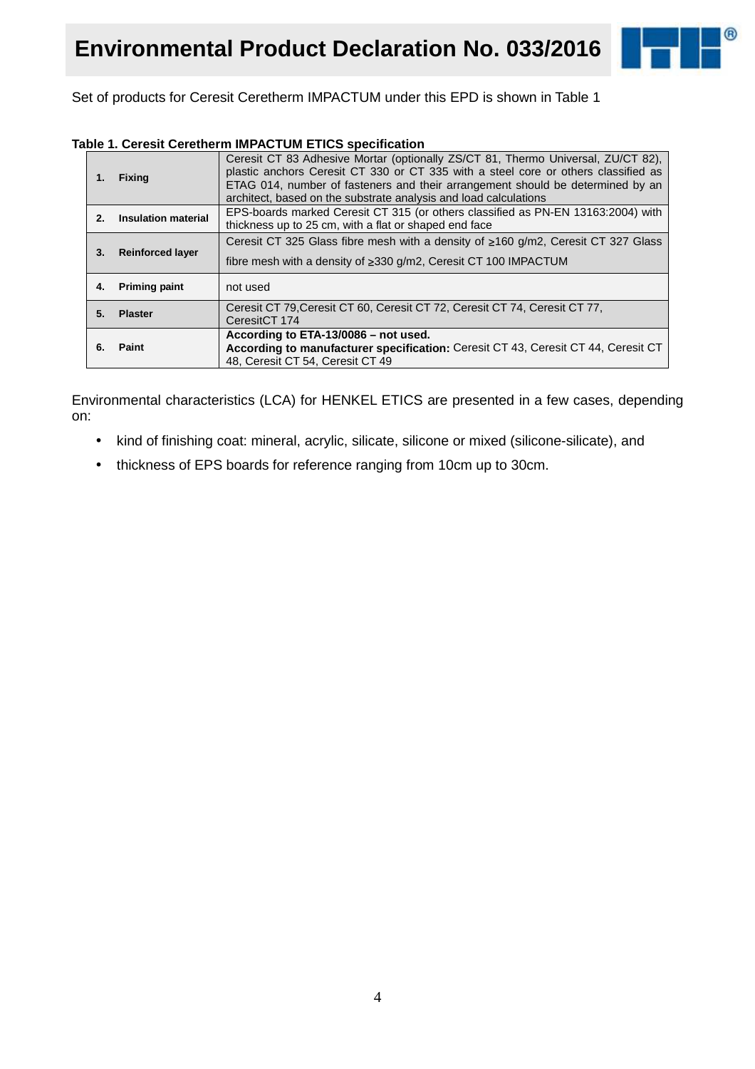Set of products for Ceresit Ceretherm IMPACTUM under this EPD is shown in Table 1

**Table 1. Ceresit Ceretherm IMPACTUM ETICS specification**

| | | |
|---|---|---|
| **1.** | **Fixing** | Ceresit CT 83 Adhesive Mortar (optionally ZS/CT 81, Thermo Universal, ZU/CT 82), plastic anchors Ceresit CT 330 or CT 335 with a steel core or others classified as ETAG 014, number of fasteners and their arrangement should be determined by an architect, based on the substrate analysis and load calculations |
| **2.** | **Insulation material** | EPS-boards marked Ceresit CT 315 (or others classified as PN-EN 13163:2004) with thickness up to 25 cm, with a flat or shaped end face |
| **3.** | **Reinforced layer** | Ceresit CT 325 Glass fibre mesh with a density of ≥160 g/m2, Ceresit CT 327 Glass fibre mesh with a density of ≥330 g/m2, Ceresit CT 100 IMPACTUM |
| **4.** | **Priming paint** | not used |
| **5.** | **Plaster** | Ceresit CT 79,Ceresit CT 60, Ceresit CT 72, Ceresit CT 74, Ceresit CT 77, CeresitCT 174 |
| **6.** | **Paint** | **According to ETA-13/0086 – not used.** **According to manufacturer specification:** Ceresit CT 43, Ceresit CT 44, Ceresit CT 48, Ceresit CT 54, Ceresit CT 49 |

Environmental characteristics (LCA) for HENKEL ETICS are presented in a few cases, depending on:

- kind of finishing coat: mineral, acrylic, silicate, silicone or mixed (silicone-silicate), and
- thickness of EPS boards for reference ranging from 10cm up to 30cm.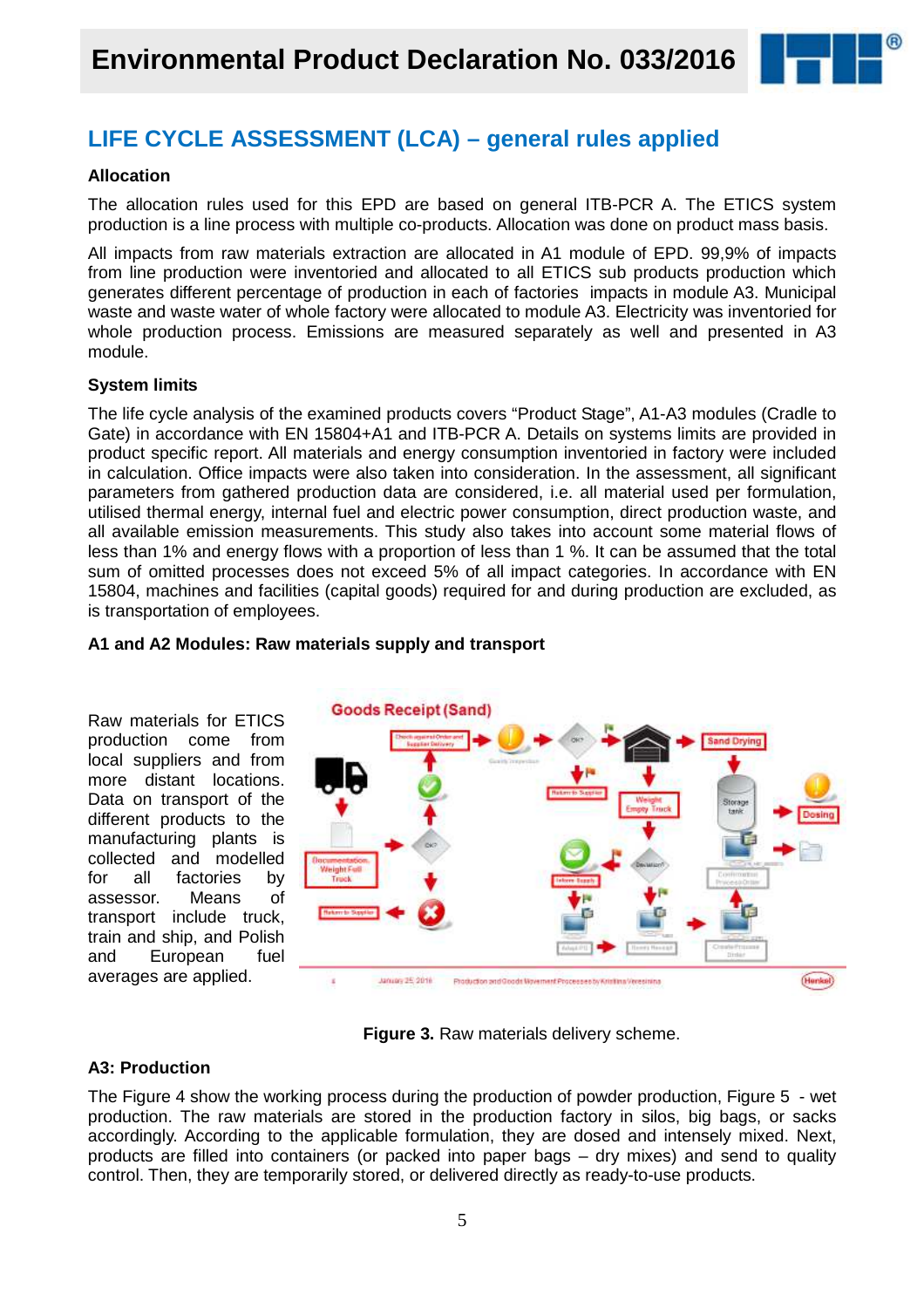## LIFE CYCLE ASSESSMENT (LCA) – general rules applied

### Allocation

The allocation rules used for this EPD are based on general ITB-PCR A. The ETICS system production is a line process with multiple co-products. Allocation was done on product mass basis.

All impacts from raw materials extraction are allocated in A1 module of EPD. 99,9% of impacts from line production were inventoried and allocated to all ETICS sub products production which generates different percentage of production in each of factories impacts in module A3. Municipal waste and waste water of whole factory were allocated to module A3. Electricity was inventoried for whole production process. Emissions are measured separately as well and presented in A3 module.

### System limits

The life cycle analysis of the examined products covers "Product Stage", A1-A3 modules (Cradle to Gate) in accordance with EN 15804+A1 and ITB-PCR A. Details on systems limits are provided in product specific report. All materials and energy consumption inventoried in factory were included in calculation. Office impacts were also taken into consideration. In the assessment, all significant parameters from gathered production data are considered, i.e. all material used per formulation, utilised thermal energy, internal fuel and electric power consumption, direct production waste, and all available emission measurements. This study also takes into account some material flows of less than 1% and energy flows with a proportion of less than 1 %. It can be assumed that the total sum of omitted processes does not exceed 5% of all impact categories. In accordance with EN 15804, machines and facilities (capital goods) required for and during production are excluded, as is transportation of employees.

### A1 and A2 Modules: Raw materials supply and transport

Raw materials for ETICS production come from local suppliers and from more distant locations. Data on transport of the different products to the manufacturing plants is collected and modelled for all factories by assessor. Means of transport include truck, train and ship, and Polish and European fuel averages are applied.

**Figure 3.** Raw materials delivery scheme.

### A3: Production

The Figure 4 show the working process during the production of powder production, Figure 5 - wet production. The raw materials are stored in the production factory in silos, big bags, or sacks accordingly. According to the applicable formulation, they are dosed and intensely mixed. Next, products are filled into containers (or packed into paper bags – dry mixes) and send to quality control. Then, they are temporarily stored, or delivered directly as ready-to-use products.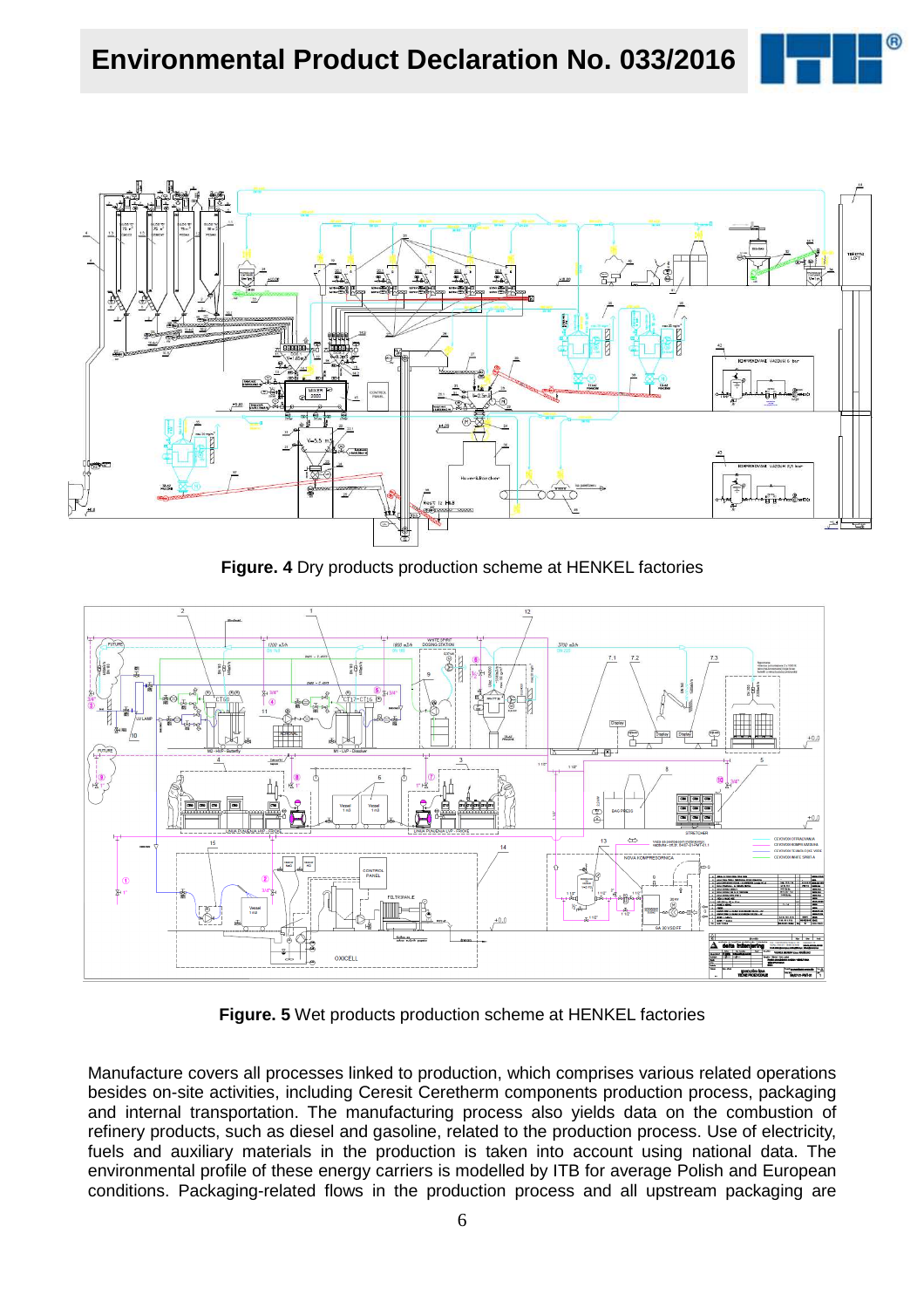**Figure. 4** Dry products production scheme at HENKEL factories

**Figure. 5** Wet products production scheme at HENKEL factories

Manufacture covers all processes linked to production, which comprises various related operations besides on-site activities, including Ceresit Ceretherm components production process, packaging and internal transportation. The manufacturing process also yields data on the combustion of refinery products, such as diesel and gasoline, related to the production process. Use of electricity, fuels and auxiliary materials in the production is taken into account using national data. The environmental profile of these energy carriers is modelled by ITB for average Polish and European conditions. Packaging-related flows in the production process and all upstream packaging are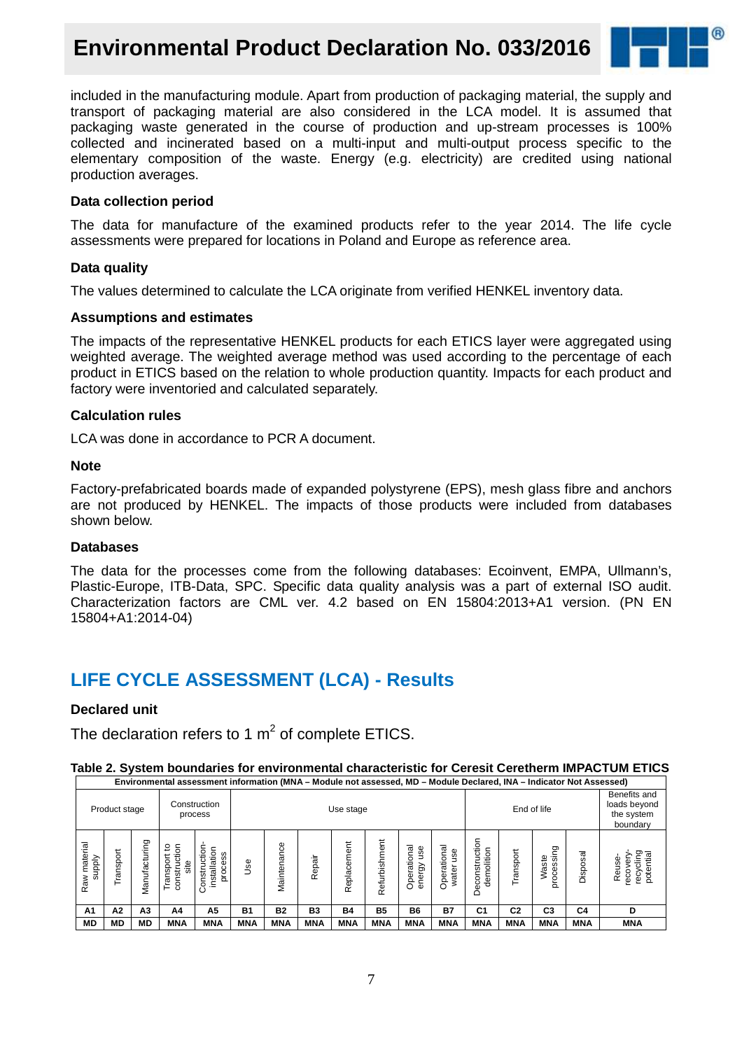included in the manufacturing module. Apart from production of packaging material, the supply and transport of packaging material are also considered in the LCA model. It is assumed that packaging waste generated in the course of production and up-stream processes is 100% collected and incinerated based on a multi-input and multi-output process specific to the elementary composition of the waste. Energy (e.g. electricity) are credited using national production averages.

### Data collection period

The data for manufacture of the examined products refer to the year 2014. The life cycle assessments were prepared for locations in Poland and Europe as reference area.

### Data quality

The values determined to calculate the LCA originate from verified HENKEL inventory data.

### Assumptions and estimates

The impacts of the representative HENKEL products for each ETICS layer were aggregated using weighted average. The weighted average method was used according to the percentage of each product in ETICS based on the relation to whole production quantity. Impacts for each product and factory were inventoried and calculated separately.

### Calculation rules

LCA was done in accordance to PCR A document.

### Note

Factory-prefabricated boards made of expanded polystyrene (EPS), mesh glass fibre and anchors are not produced by HENKEL. The impacts of those products were included from databases shown below.

### Databases

The data for the processes come from the following databases: Ecoinvent, EMPA, Ullmann's, Plastic-Europe, ITB-Data, SPC. Specific data quality analysis was a part of external ISO audit. Characterization factors are CML ver. 4.2 based on EN 15804:2013+A1 version. (PN EN 15804+A1:2014-04)

## LIFE CYCLE ASSESSMENT (LCA) - Results

### Declared unit

The declaration refers to 1 $m^2$ of complete ETICS.

**Table 2. System boundaries for environmental characteristic for Ceresit Ceretherm IMPACTUM ETICS**

| Environmental assessment information (MNA – Module not assessed, MD – Module Declared, INA – Indicator Not Assessed) | | | | | | | | | | | | | | | | |
|---|---|---|---|---|---|---|---|---|---|---|---|---|---|---|---|---|
| Product stage | | | Construction process | | Use stage | | | | | | | End of life | | | | Benefits and loads beyond the system boundary |
| Raw material supply | Transport | Manufacturing | Transport to construction site | Construction-installation process | Use | Maintenance | Repair | Replacement | Refurbishment | Operational energy use | Operational water use | Deconstruction demolition | Transport | Waste processing | Disposal | Reuse-recovery-recycling potential |
| A1 | A2 | A3 | A4 | A5 | B1 | B2 | B3 | B4 | B5 | B6 | B7 | C1 | C2 | C3 | C4 | D |
| MD | MD | MD | MNA | MNA | MNA | MNA | MNA | MNA | MNA | MNA | MNA | MNA | MNA | MNA | MNA | MNA |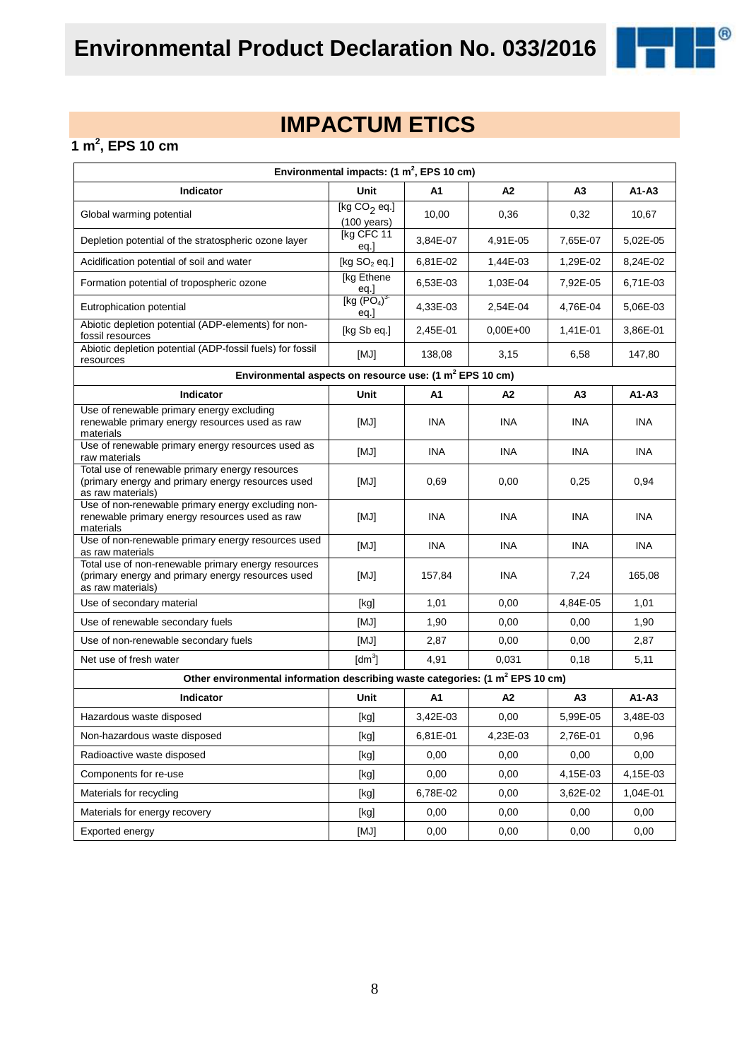# IMPACTUM ETICS

## 1 m$^2$, EPS 10 cm

| Environmental impacts: (1 m$^2$, EPS 10 cm) | | | | | |
|---|---|---|---|---|---|
| **Indicator** | **Unit** | **A1** | **A2** | **A3** | **A1-A3** |
| Global warming potential | [kg $CO_2$ eq.] (100 years) | 10,00 | 0,36 | 0,32 | 10,67 |
| Depletion potential of the stratospheric ozone layer | [kg CFC 11 eq.] | 3,84E-07 | 4,91E-05 | 7,65E-07 | 5,02E-05 |
| Acidification potential of soil and water | [kg $SO_2$ eq.] | 6,81E-02 | 1,44E-03 | 1,29E-02 | 8,24E-02 |
| Formation potential of tropospheric ozone | [kg Ethene eq.] | 6,53E-03 | 1,03E-04 | 7,92E-05 | 6,71E-03 |
| Eutrophication potential | [kg $(PO_4)^{3-}$ eq.] | 4,33E-03 | 2,54E-04 | 4,76E-04 | 5,06E-03 |
| Abiotic depletion potential (ADP-elements) for non-fossil resources | [kg Sb eq.] | 2,45E-01 | 0,00E+00 | 1,41E-01 | 3,86E-01 |
| Abiotic depletion potential (ADP-fossil fuels) for fossil resources | [MJ] | 138,08 | 3,15 | 6,58 | 147,80 |
| **Environmental aspects on resource use: (1 m$^2$ EPS 10 cm)** | | | | | |
| **Indicator** | **Unit** | **A1** | **A2** | **A3** | **A1-A3** |
| Use of renewable primary energy excluding renewable primary energy resources used as raw materials | [MJ] | INA | INA | INA | INA |
| Use of renewable primary energy resources used as raw materials | [MJ] | INA | INA | INA | INA |
| Total use of renewable primary energy resources (primary energy and primary energy resources used as raw materials) | [MJ] | 0,69 | 0,00 | 0,25 | 0,94 |
| Use of non-renewable primary energy excluding non-renewable primary energy resources used as raw materials | [MJ] | INA | INA | INA | INA |
| Use of non-renewable primary energy resources used as raw materials | [MJ] | INA | INA | INA | INA |
| Total use of non-renewable primary energy resources (primary energy and primary energy resources used as raw materials) | [MJ] | 157,84 | INA | 7,24 | 165,08 |
| Use of secondary material | [kg] | 1,01 | 0,00 | 4,84E-05 | 1,01 |
| Use of renewable secondary fuels | [MJ] | 1,90 | 0,00 | 0,00 | 1,90 |
| Use of non-renewable secondary fuels | [MJ] | 2,87 | 0,00 | 0,00 | 2,87 |
| Net use of fresh water | [dm$^3$] | 4,91 | 0,031 | 0,18 | 5,11 |
| **Other environmental information describing waste categories: (1 m$^2$ EPS 10 cm)** | | | | | |
| **Indicator** | **Unit** | **A1** | **A2** | **A3** | **A1-A3** |
| Hazardous waste disposed | [kg] | 3,42E-03 | 0,00 | 5,99E-05 | 3,48E-03 |
| Non-hazardous waste disposed | [kg] | 6,81E-01 | 4,23E-03 | 2,76E-01 | 0,96 |
| Radioactive waste disposed | [kg] | 0,00 | 0,00 | 0,00 | 0,00 |
| Components for re-use | [kg] | 0,00 | 0,00 | 4,15E-03 | 4,15E-03 |
| Materials for recycling | [kg] | 6,78E-02 | 0,00 | 3,62E-02 | 1,04E-01 |
| Materials for energy recovery | [kg] | 0,00 | 0,00 | 0,00 | 0,00 |
| Exported energy | [MJ] | 0,00 | 0,00 | 0,00 | 0,00 |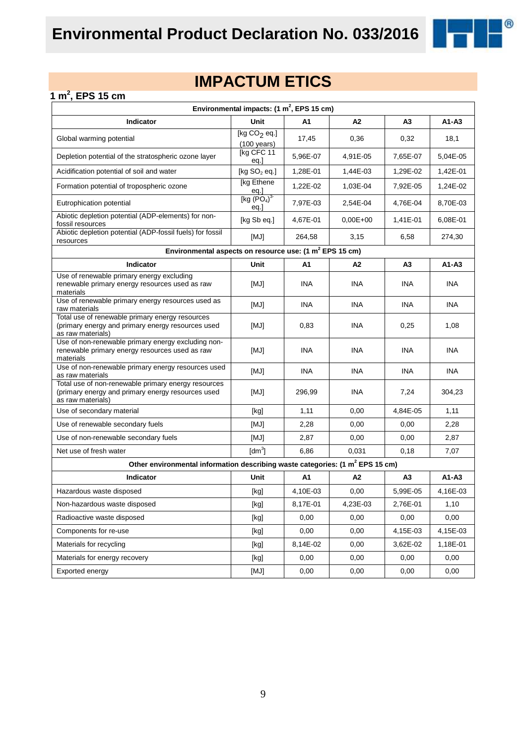# Environmental Product Declaration No. 033/2016

## IMPACTUM ETICS

### 1 m², EPS 15 cm

| Environmental impacts: (1 m², EPS 15 cm) | | | | | |
|---|---|---|---|---|---|
| **Indicator** | **Unit** | **A1** | **A2** | **A3** | **A1-A3** |
| Global warming potential | [kg $CO_2$ eq.] (100 years) | 17,45 | 0,36 | 0,32 | 18,1 |
| Depletion potential of the stratospheric ozone layer | [kg CFC 11 eq.] | 5,96E-07 | 4,91E-05 | 7,65E-07 | 5,04E-05 |
| Acidification potential of soil and water | [kg $SO_2$ eq.] | 1,28E-01 | 1,44E-03 | 1,29E-02 | 1,42E-01 |
| Formation potential of tropospheric ozone | [kg Ethene eq.] | 1,22E-02 | 1,03E-04 | 7,92E-05 | 1,24E-02 |
| Eutrophication potential | [kg $(PO_4)^{3-}$ eq.] | 7,97E-03 | 2,54E-04 | 4,76E-04 | 8,70E-03 |
| Abiotic depletion potential (ADP-elements) for non-fossil resources | [kg Sb eq.] | 4,67E-01 | 0,00E+00 | 1,41E-01 | 6,08E-01 |
| Abiotic depletion potential (ADP-fossil fuels) for fossil resources | [MJ] | 264,58 | 3,15 | 6,58 | 274,30 |
| **Environmental aspects on resource use: (1 m² EPS 15 cm)** | | | | | |
| **Indicator** | **Unit** | **A1** | **A2** | **A3** | **A1-A3** |
| Use of renewable primary energy excluding renewable primary energy resources used as raw materials | [MJ] | INA | INA | INA | INA |
| Use of renewable primary energy resources used as raw materials | [MJ] | INA | INA | INA | INA |
| Total use of renewable primary energy resources (primary energy and primary energy resources used as raw materials) | [MJ] | 0,83 | INA | 0,25 | 1,08 |
| Use of non-renewable primary energy excluding non-renewable primary energy resources used as raw materials | [MJ] | INA | INA | INA | INA |
| Use of non-renewable primary energy resources used as raw materials | [MJ] | INA | INA | INA | INA |
| Total use of non-renewable primary energy resources (primary energy and primary energy resources used as raw materials) | [MJ] | 296,99 | INA | 7,24 | 304,23 |
| Use of secondary material | [kg] | 1,11 | 0,00 | 4,84E-05 | 1,11 |
| Use of renewable secondary fuels | [MJ] | 2,28 | 0,00 | 0,00 | 2,28 |
| Use of non-renewable secondary fuels | [MJ] | 2,87 | 0,00 | 0,00 | 2,87 |
| Net use of fresh water | [dm³] | 6,86 | 0,031 | 0,18 | 7,07 |
| **Other environmental information describing waste categories: (1 m² EPS 15 cm)** | | | | | |
| **Indicator** | **Unit** | **A1** | **A2** | **A3** | **A1-A3** |
| Hazardous waste disposed | [kg] | 4,10E-03 | 0,00 | 5,99E-05 | 4,16E-03 |
| Non-hazardous waste disposed | [kg] | 8,17E-01 | 4,23E-03 | 2,76E-01 | 1,10 |
| Radioactive waste disposed | [kg] | 0,00 | 0,00 | 0,00 | 0,00 |
| Components for re-use | [kg] | 0,00 | 0,00 | 4,15E-03 | 4,15E-03 |
| Materials for recycling | [kg] | 8,14E-02 | 0,00 | 3,62E-02 | 1,18E-01 |
| Materials for energy recovery | [kg] | 0,00 | 0,00 | 0,00 | 0,00 |
| Exported energy | [MJ] | 0,00 | 0,00 | 0,00 | 0,00 |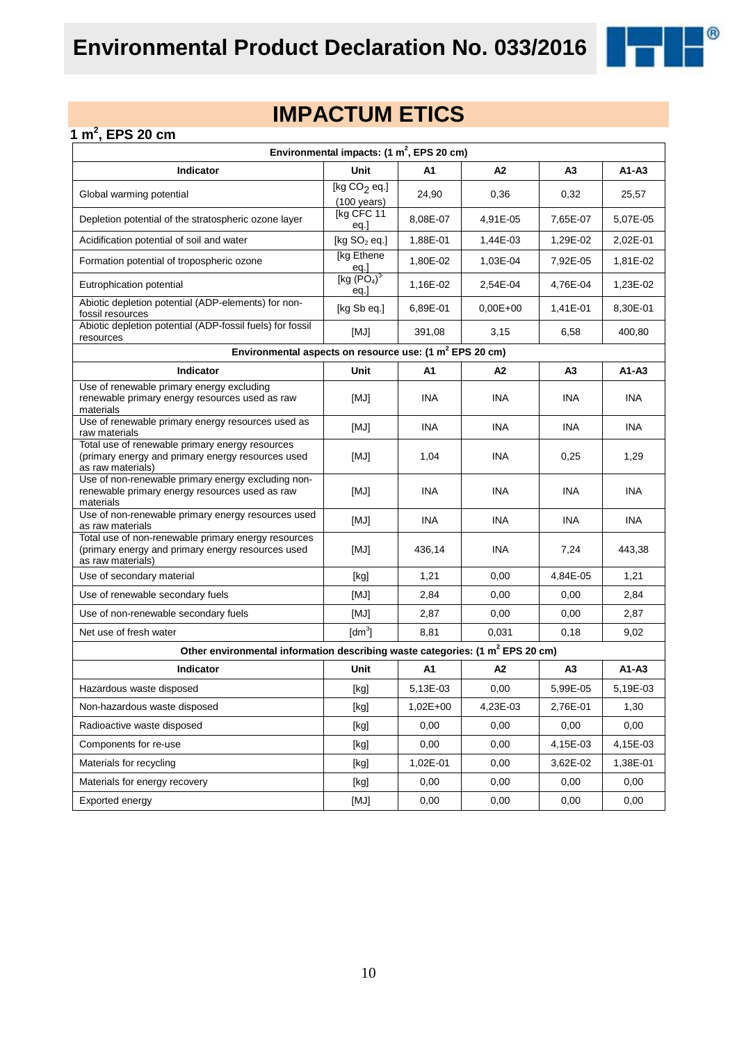# IMPACTUM ETICS

## 1 $m^2$, EPS 20 cm

| Environmental impacts: (1 $m^2$, EPS 20 cm) | | | | | |
|---|---|---|---|---|---|
| **Indicator** | **Unit** | **A1** | **A2** | **A3** | **A1-A3** |
| Global warming potential | [kg $CO_2$ eq.] (100 years) | 24,90 | 0,36 | 0,32 | 25,57 |
| Depletion potential of the stratospheric ozone layer | [kg CFC 11 eq.] | 8,08E-07 | 4,91E-05 | 7,65E-07 | 5,07E-05 |
| Acidification potential of soil and water | [kg $SO_2$ eq.] | 1,88E-01 | 1,44E-03 | 1,29E-02 | 2,02E-01 |
| Formation potential of tropospheric ozone | [kg Ethene eq.] | 1,80E-02 | 1,03E-04 | 7,92E-05 | 1,81E-02 |
| Eutrophication potential | [kg $(PO_4)^{3-}$ eq.] | 1,16E-02 | 2,54E-04 | 4,76E-04 | 1,23E-02 |
| Abiotic depletion potential (ADP-elements) for non-fossil resources | [kg Sb eq.] | 6,89E-01 | 0,00E+00 | 1,41E-01 | 8,30E-01 |
| Abiotic depletion potential (ADP-fossil fuels) for fossil resources | [MJ] | 391,08 | 3,15 | 6,58 | 400,80 |
| **Environmental aspects on resource use: (1 $m^2$ EPS 20 cm)** | | | | | |
| **Indicator** | **Unit** | **A1** | **A2** | **A3** | **A1-A3** |
| Use of renewable primary energy excluding renewable primary energy resources used as raw materials | [MJ] | INA | INA | INA | INA |
| Use of renewable primary energy resources used as raw materials | [MJ] | INA | INA | INA | INA |
| Total use of renewable primary energy resources (primary energy and primary energy resources used as raw materials) | [MJ] | 1,04 | INA | 0,25 | 1,29 |
| Use of non-renewable primary energy excluding non-renewable primary energy resources used as raw materials | [MJ] | INA | INA | INA | INA |
| Use of non-renewable primary energy resources used as raw materials | [MJ] | INA | INA | INA | INA |
| Total use of non-renewable primary energy resources (primary energy and primary energy resources used as raw materials) | [MJ] | 436,14 | INA | 7,24 | 443,38 |
| Use of secondary material | [kg] | 1,21 | 0,00 | 4,84E-05 | 1,21 |
| Use of renewable secondary fuels | [MJ] | 2,84 | 0,00 | 0,00 | 2,84 |
| Use of non-renewable secondary fuels | [MJ] | 2,87 | 0,00 | 0,00 | 2,87 |
| Net use of fresh water | [$dm^3$] | 8,81 | 0,031 | 0,18 | 9,02 |
| **Other environmental information describing waste categories: (1 $m^2$ EPS 20 cm)** | | | | | |
| **Indicator** | **Unit** | **A1** | **A2** | **A3** | **A1-A3** |
| Hazardous waste disposed | [kg] | 5,13E-03 | 0,00 | 5,99E-05 | 5,19E-03 |
| Non-hazardous waste disposed | [kg] | 1,02E+00 | 4,23E-03 | 2,76E-01 | 1,30 |
| Radioactive waste disposed | [kg] | 0,00 | 0,00 | 0,00 | 0,00 |
| Components for re-use | [kg] | 0,00 | 0,00 | 4,15E-03 | 4,15E-03 |
| Materials for recycling | [kg] | 1,02E-01 | 0,00 | 3,62E-02 | 1,38E-01 |
| Materials for energy recovery | [kg] | 0,00 | 0,00 | 0,00 | 0,00 |
| Exported energy | [MJ] | 0,00 | 0,00 | 0,00 | 0,00 |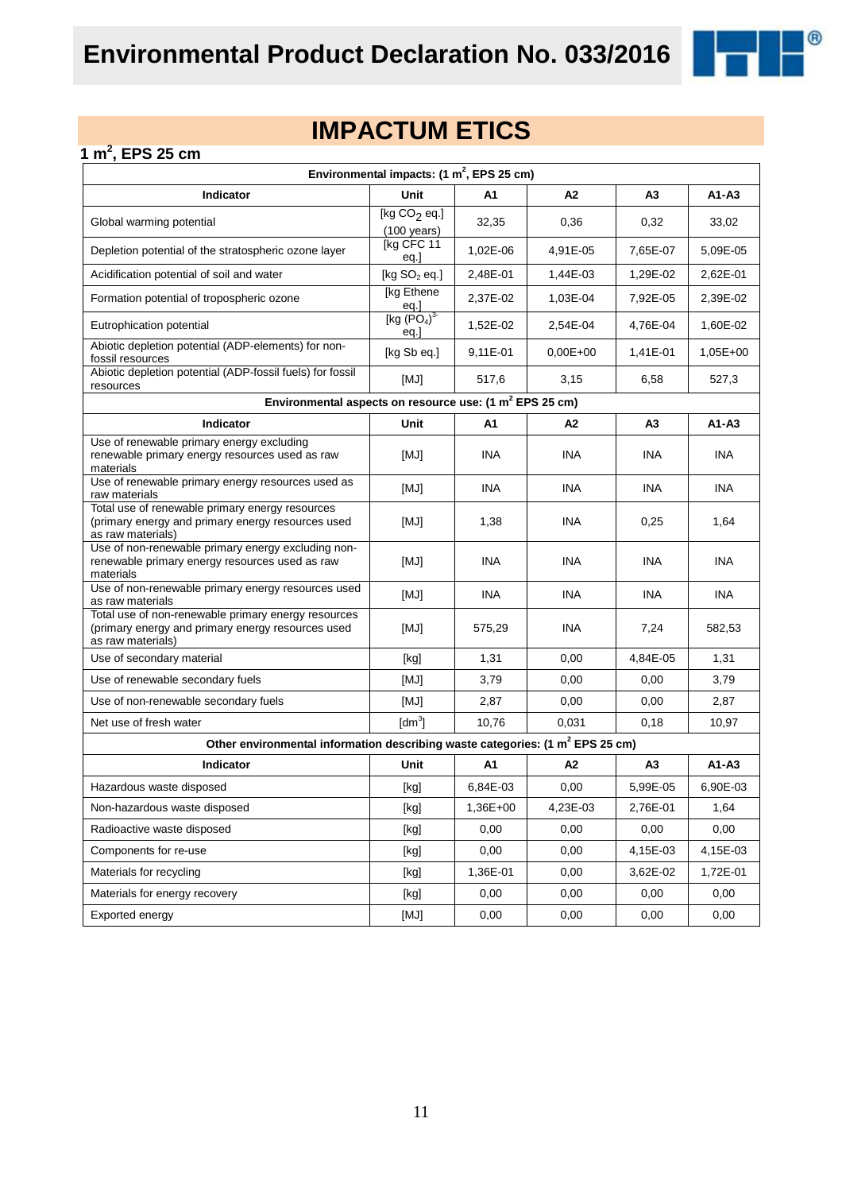# Environmental Product Declaration No. 033/2016

## IMPACTUM ETICS

### 1 $m^2$, EPS 25 cm

| Environmental impacts: (1 $m^2$, EPS 25 cm) | | | | | |
|---|---|---|---|---|---|
| **Indicator** | **Unit** | **A1** | **A2** | **A3** | **A1-A3** |
| Global warming potential | [kg $CO_2$ eq.] (100 years) | 32,35 | 0,36 | 0,32 | 33,02 |
| Depletion potential of the stratospheric ozone layer | [kg CFC 11 eq.] | 1,02E-06 | 4,91E-05 | 7,65E-07 | 5,09E-05 |
| Acidification potential of soil and water | [kg $SO_2$ eq.] | 2,48E-01 | 1,44E-03 | 1,29E-02 | 2,62E-01 |
| Formation potential of tropospheric ozone | [kg Ethene eq.] | 2,37E-02 | 1,03E-04 | 7,92E-05 | 2,39E-02 |
| Eutrophication potential | [kg $(PO_4)^{3-}$ eq.] | 1,52E-02 | 2,54E-04 | 4,76E-04 | 1,60E-02 |
| Abiotic depletion potential (ADP-elements) for non-fossil resources | [kg Sb eq.] | 9,11E-01 | 0,00E+00 | 1,41E-01 | 1,05E+00 |
| Abiotic depletion potential (ADP-fossil fuels) for fossil resources | [MJ] | 517,6 | 3,15 | 6,58 | 527,3 |
| **Environmental aspects on resource use: (1 $m^2$ EPS 25 cm)** | | | | | |
| **Indicator** | **Unit** | **A1** | **A2** | **A3** | **A1-A3** |
| Use of renewable primary energy excluding renewable primary energy resources used as raw materials | [MJ] | INA | INA | INA | INA |
| Use of renewable primary energy resources used as raw materials | [MJ] | INA | INA | INA | INA |
| Total use of renewable primary energy resources (primary energy and primary energy resources used as raw materials) | [MJ] | 1,38 | INA | 0,25 | 1,64 |
| Use of non-renewable primary energy excluding non-renewable primary energy resources used as raw materials | [MJ] | INA | INA | INA | INA |
| Use of non-renewable primary energy resources used as raw materials | [MJ] | INA | INA | INA | INA |
| Total use of non-renewable primary energy resources (primary energy and primary energy resources used as raw materials) | [MJ] | 575,29 | INA | 7,24 | 582,53 |
| Use of secondary material | [kg] | 1,31 | 0,00 | 4,84E-05 | 1,31 |
| Use of renewable secondary fuels | [MJ] | 3,79 | 0,00 | 0,00 | 3,79 |
| Use of non-renewable secondary fuels | [MJ] | 2,87 | 0,00 | 0,00 | 2,87 |
| Net use of fresh water | [$dm^3$] | 10,76 | 0,031 | 0,18 | 10,97 |
| **Other environmental information describing waste categories: (1 $m^2$ EPS 25 cm)** | | | | | |
| **Indicator** | **Unit** | **A1** | **A2** | **A3** | **A1-A3** |
| Hazardous waste disposed | [kg] | 6,84E-03 | 0,00 | 5,99E-05 | 6,90E-03 |
| Non-hazardous waste disposed | [kg] | 1,36E+00 | 4,23E-03 | 2,76E-01 | 1,64 |
| Radioactive waste disposed | [kg] | 0,00 | 0,00 | 0,00 | 0,00 |
| Components for re-use | [kg] | 0,00 | 0,00 | 4,15E-03 | 4,15E-03 |
| Materials for recycling | [kg] | 1,36E-01 | 0,00 | 3,62E-02 | 1,72E-01 |
| Materials for energy recovery | [kg] | 0,00 | 0,00 | 0,00 | 0,00 |
| Exported energy | [MJ] | 0,00 | 0,00 | 0,00 | 0,00 |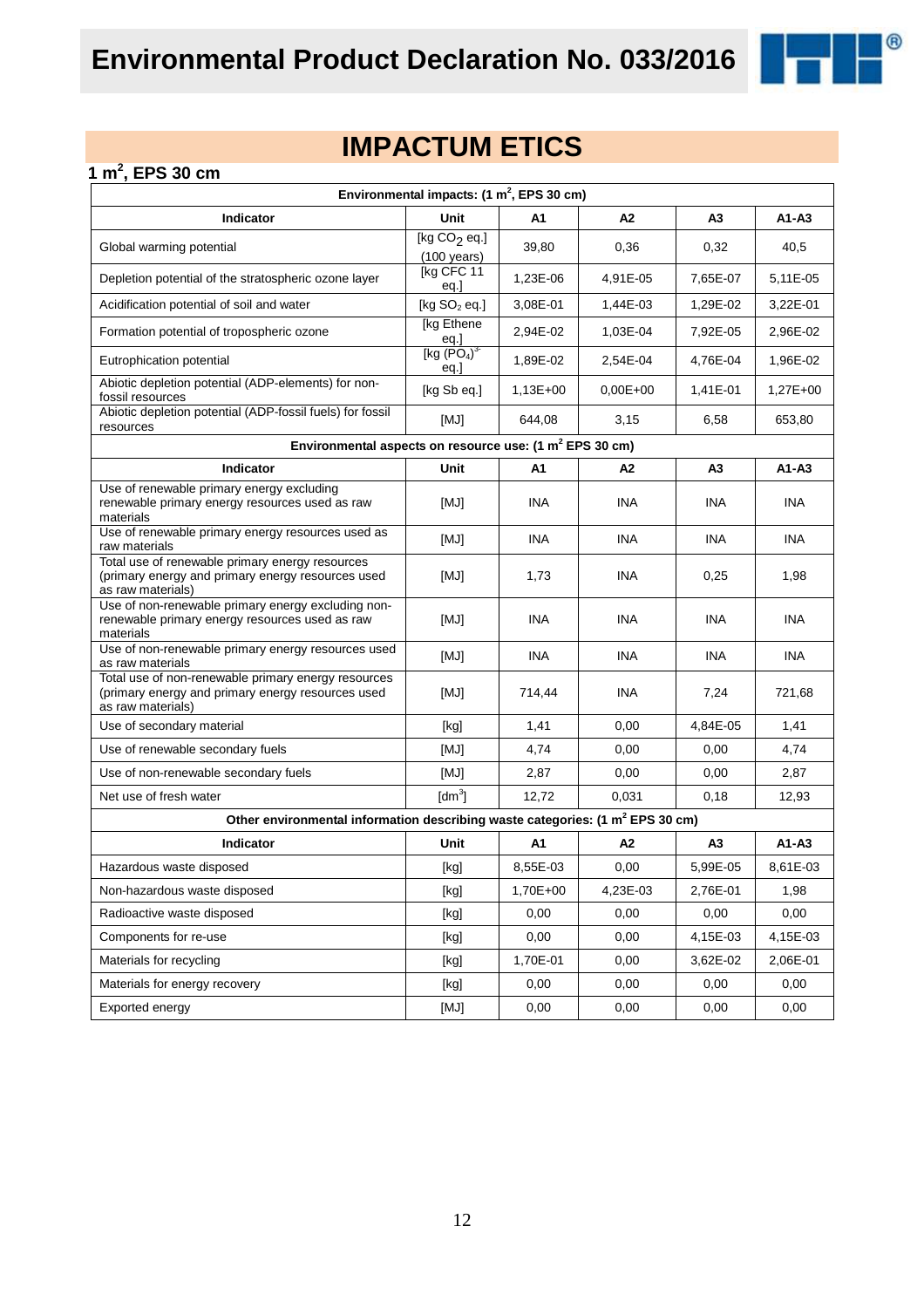# Environmental Product Declaration No. 033/2016

## IMPACTUM ETICS

### 1 m$^2$, EPS 30 cm

| Environmental impacts: (1 m$^2$, EPS 30 cm) | | | | | |
|---|---|---|---|---|---|
| **Indicator** | **Unit** | **A1** | **A2** | **A3** | **A1-A3** |
| Global warming potential | [kg $CO_2$ eq.] (100 years) | 39,80 | 0,36 | 0,32 | 40,5 |
| Depletion potential of the stratospheric ozone layer | [kg CFC 11 eq.] | 1,23E-06 | 4,91E-05 | 7,65E-07 | 5,11E-05 |
| Acidification potential of soil and water | [kg $SO_2$ eq.] | 3,08E-01 | 1,44E-03 | 1,29E-02 | 3,22E-01 |
| Formation potential of tropospheric ozone | [kg Ethene eq.] | 2,94E-02 | 1,03E-04 | 7,92E-05 | 2,96E-02 |
| Eutrophication potential | [kg $(PO_4)^{3-}$ eq.] | 1,89E-02 | 2,54E-04 | 4,76E-04 | 1,96E-02 |
| Abiotic depletion potential (ADP-elements) for non-fossil resources | [kg Sb eq.] | 1,13E+00 | 0,00E+00 | 1,41E-01 | 1,27E+00 |
| Abiotic depletion potential (ADP-fossil fuels) for fossil resources | [MJ] | 644,08 | 3,15 | 6,58 | 653,80 |

| Environmental aspects on resource use: (1 m$^2$ EPS 30 cm) | | | | | |
|---|---|---|---|---|---|
| **Indicator** | **Unit** | **A1** | **A2** | **A3** | **A1-A3** |
| Use of renewable primary energy excluding renewable primary energy resources used as raw materials | [MJ] | INA | INA | INA | INA |
| Use of renewable primary energy resources used as raw materials | [MJ] | INA | INA | INA | INA |
| Total use of renewable primary energy resources (primary energy and primary energy resources used as raw materials) | [MJ] | 1,73 | INA | 0,25 | 1,98 |
| Use of non-renewable primary energy excluding non-renewable primary energy resources used as raw materials | [MJ] | INA | INA | INA | INA |
| Use of non-renewable primary energy resources used as raw materials | [MJ] | INA | INA | INA | INA |
| Total use of non-renewable primary energy resources (primary energy and primary energy resources used as raw materials) | [MJ] | 714,44 | INA | 7,24 | 721,68 |
| Use of secondary material | [kg] | 1,41 | 0,00 | 4,84E-05 | 1,41 |
| Use of renewable secondary fuels | [MJ] | 4,74 | 0,00 | 0,00 | 4,74 |
| Use of non-renewable secondary fuels | [MJ] | 2,87 | 0,00 | 0,00 | 2,87 |
| Net use of fresh water | [dm$^3$] | 12,72 | 0,031 | 0,18 | 12,93 |

| Other environmental information describing waste categories: (1 m$^2$ EPS 30 cm) | | | | | |
|---|---|---|---|---|---|
| **Indicator** | **Unit** | **A1** | **A2** | **A3** | **A1-A3** |
| Hazardous waste disposed | [kg] | 8,55E-03 | 0,00 | 5,99E-05 | 8,61E-03 |
| Non-hazardous waste disposed | [kg] | 1,70E+00 | 4,23E-03 | 2,76E-01 | 1,98 |
| Radioactive waste disposed | [kg] | 0,00 | 0,00 | 0,00 | 0,00 |
| Components for re-use | [kg] | 0,00 | 0,00 | 4,15E-03 | 4,15E-03 |
| Materials for recycling | [kg] | 1,70E-01 | 0,00 | 3,62E-02 | 2,06E-01 |
| Materials for energy recovery | [kg] | 0,00 | 0,00 | 0,00 | 0,00 |
| Exported energy | [MJ] | 0,00 | 0,00 | 0,00 | 0,00 |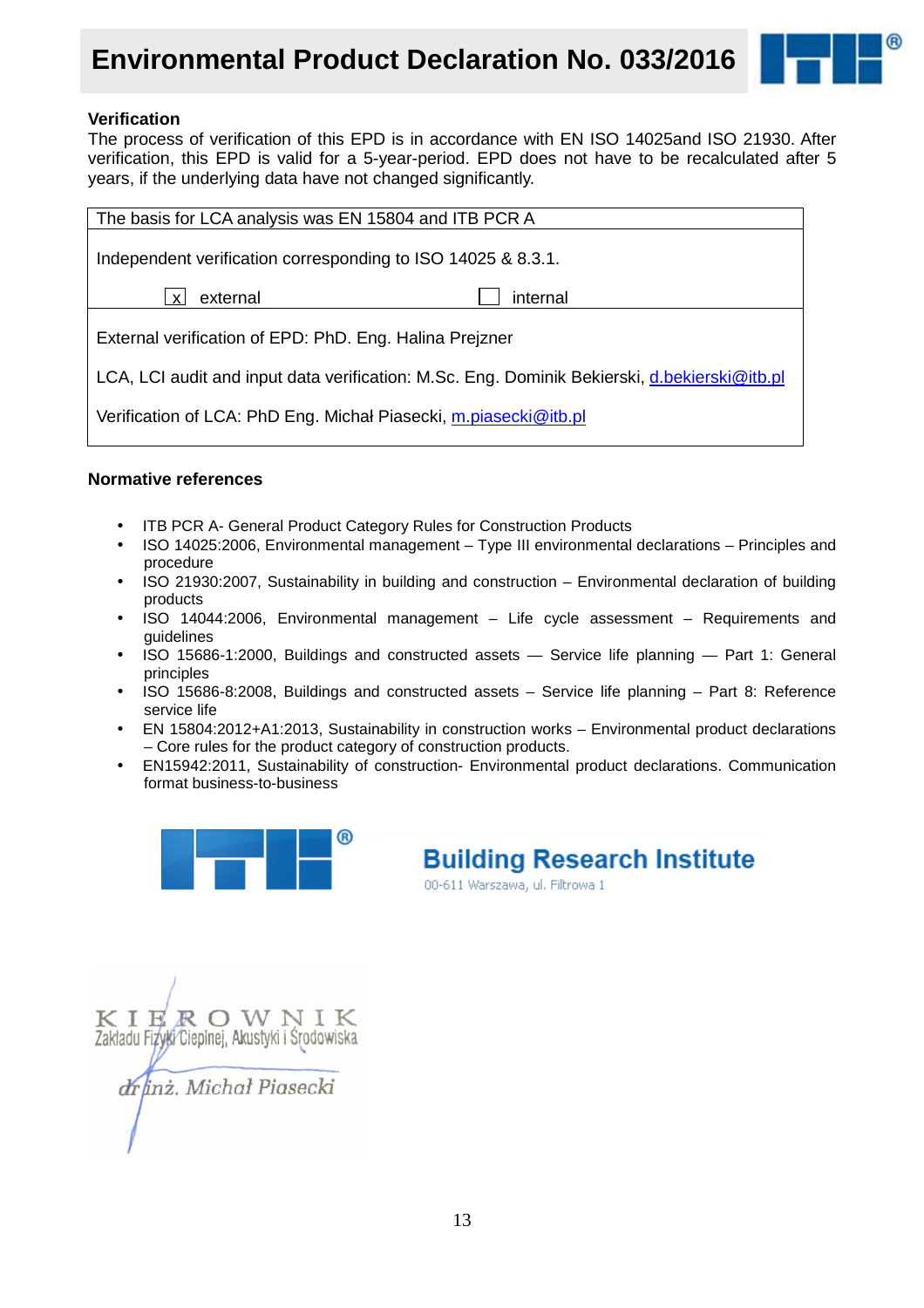## Verification

The process of verification of this EPD is in accordance with EN ISO 14025and ISO 21930. After verification, this EPD is valid for a 5-year-period. EPD does not have to be recalculated after 5 years, if the underlying data have not changed significantly.

| The basis for LCA analysis was EN 15804 and ITB PCR A | |
|---|---|
| Independent verification corresponding to ISO 14025 & 8.3.1. | |
| [x] external | [ ] internal |
| External verification of EPD: PhD. Eng. Halina Prejzner<br><br>LCA, LCI audit and input data verification: M.Sc. Eng. Dominik Bekierski, d.bekierski@itb.pl<br><br>Verification of LCA: PhD Eng. Michał Piasecki, m.piasecki@itb.pl | |

## Normative references

- ITB PCR A- General Product Category Rules for Construction Products
- ISO 14025:2006, Environmental management – Type III environmental declarations – Principles and procedure
- ISO 21930:2007, Sustainability in building and construction – Environmental declaration of building products
- ISO 14044:2006, Environmental management – Life cycle assessment – Requirements and guidelines
- ISO 15686-1:2000, Buildings and constructed assets — Service life planning — Part 1: General principles
- ISO 15686-8:2008, Buildings and constructed assets – Service life planning – Part 8: Reference service life
- EN 15804:2012+A1:2013, Sustainability in construction works – Environmental product declarations – Core rules for the product category of construction products.
- EN15942:2011, Sustainability of construction- Environmental product declarations. Communication format business-to-business

**Building Research Institute**
00-611 Warszawa, ul. Filtrowa 1

KIEROWNIK
Zakładu Fizyki Cieplnej, Akustyki i Środowiska
dr inż. Michał Piasecki